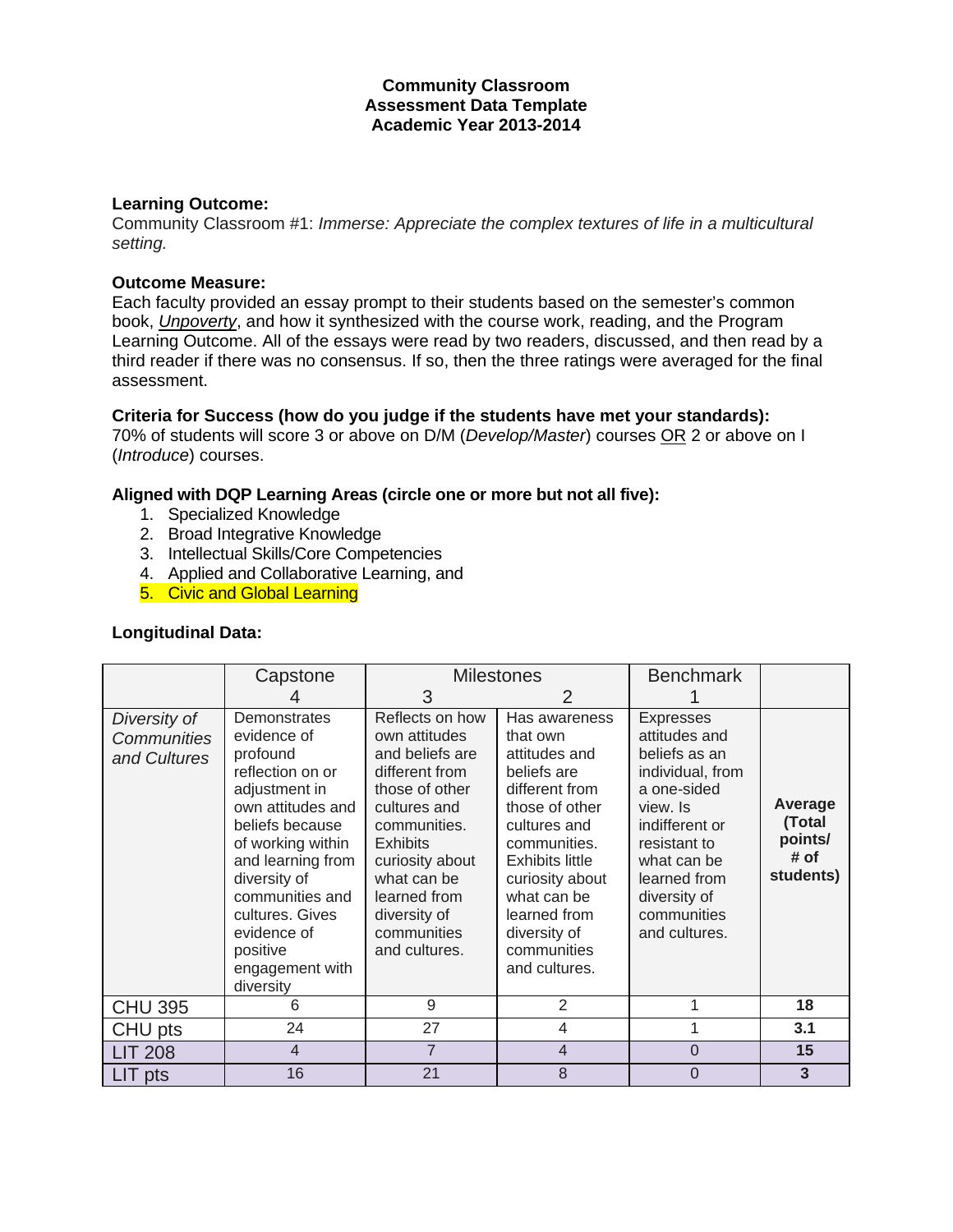**Community Classroom**
**Assessment Data Template**
**Academic Year 2013-2014**

**Learning Outcome:**
Community Classroom #1: *Immerse: Appreciate the complex textures of life in a multicultural setting.*

**Outcome Measure:**
Each faculty provided an essay prompt to their students based on the semester's common book, ***Unpoverty***, and how it synthesized with the course work, reading, and the Program Learning Outcome. All of the essays were read by two readers, discussed, and then read by a third reader if there was no consensus. If so, then the three ratings were averaged for the final assessment.

**Criteria for Success (how do you judge if the students have met your standards):**
70% of students will score 3 or above on D/M (*Develop/Master*) courses OR 2 or above on I (*Introduce*) courses.

**Aligned with DQP Learning Areas (circle one or more but not all five):**

1. Specialized Knowledge
2. Broad Integrative Knowledge
3. Intellectual Skills/Core Competencies
4. Applied and Collaborative Learning, and
5. Civic and Global Learning

**Longitudinal Data:**

| | Capstone 4 | Milestones 3 | 2 | Benchmark 1 | |
|---|---|---|---|---|---|
| *Diversity of Communities and Cultures* | Demonstrates evidence of profound reflection on or adjustment in own attitudes and beliefs because of working within and learning from diversity of communities and cultures. Gives evidence of positive engagement with diversity | Reflects on how own attitudes and beliefs are different from those of other cultures and communities. Exhibits curiosity about what can be learned from diversity of communities and cultures. | Has awareness that own attitudes and beliefs are different from those of other cultures and communities. Exhibits little curiosity about what can be learned from diversity of communities and cultures. | Expresses attitudes and beliefs as an individual, from a one-sided view. Is indifferent or resistant to what can be learned from diversity of communities and cultures. | **Average (Total points/ # of students)** |
| CHU 395 | 6 | 9 | 2 | 1 | **18** |
| CHU pts | 24 | 27 | 4 | 1 | **3.1** |
| LIT 208 | 4 | 7 | 4 | 0 | **15** |
| LIT pts | 16 | 21 | 8 | 0 | **3** |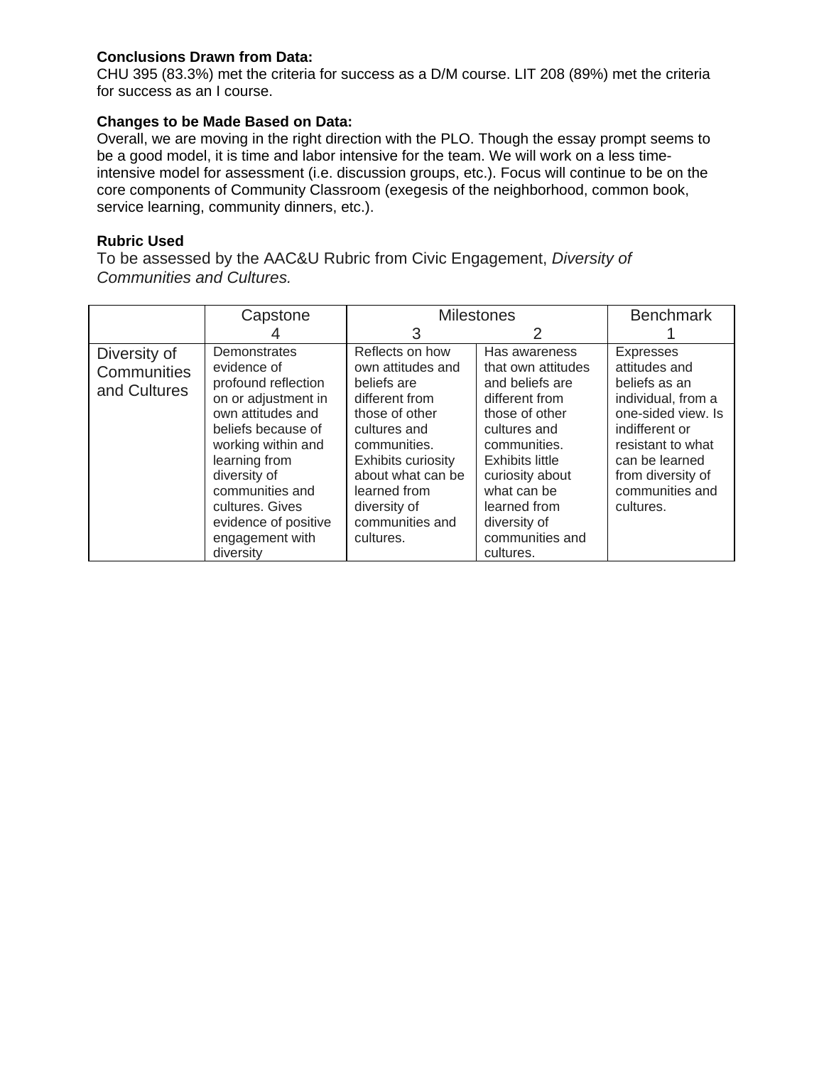**Conclusions Drawn from Data:**
CHU 395 (83.3%) met the criteria for success as a D/M course. LIT 208 (89%) met the criteria for success as an I course.

**Changes to be Made Based on Data:**
Overall, we are moving in the right direction with the PLO. Though the essay prompt seems to be a good model, it is time and labor intensive for the team. We will work on a less time-intensive model for assessment (i.e. discussion groups, etc.). Focus will continue to be on the core components of Community Classroom (exegesis of the neighborhood, common book, service learning, community dinners, etc.).

**Rubric Used**
To be assessed by the AAC&U Rubric from Civic Engagement, *Diversity of Communities and Cultures.*

| | Capstone | Milestones | | Benchmark |
|---|---|---|---|---|
| | 4 | 3 | 2 | 1 |
| Diversity of Communities and Cultures | Demonstrates evidence of profound reflection on or adjustment in own attitudes and beliefs because of working within and learning from diversity of communities and cultures. Gives evidence of positive engagement with diversity | Reflects on how own attitudes and beliefs are different from those of other cultures and communities. Exhibits curiosity about what can be learned from diversity of communities and cultures. | Has awareness that own attitudes and beliefs are different from those of other cultures and communities. Exhibits little curiosity about what can be learned from diversity of communities and cultures. | Expresses attitudes and beliefs as an individual, from a one-sided view. Is indifferent or resistant to what can be learned from diversity of communities and cultures. |